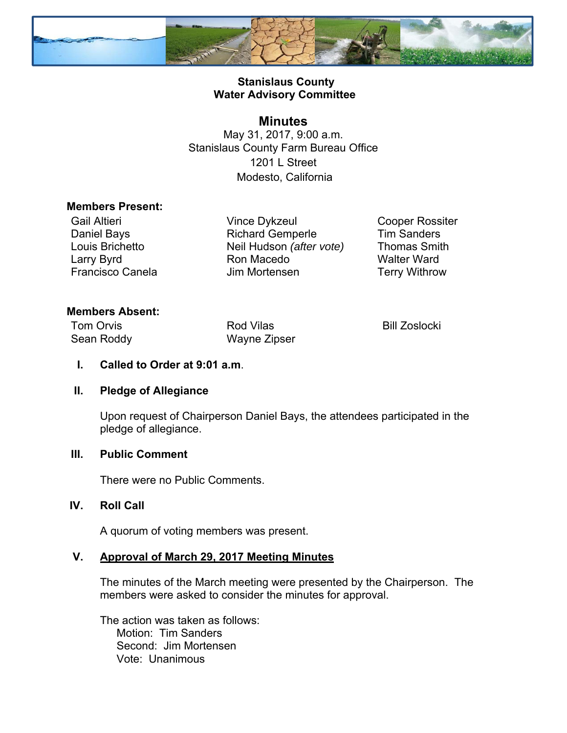**Stanislaus County**
**Water Advisory Committee**

## Minutes

May 31, 2017, 9:00 a.m.
Stanislaus County Farm Bureau Office
1201 L Street
Modesto, California

**Members Present:**

Gail Altieri
Daniel Bays
Louis Brichetto
Larry Byrd
Francisco Canela
Vince Dykzeul
Richard Gemperle
Neil Hudson *(after vote)*
Ron Macedo
Jim Mortensen
Cooper Rossiter
Tim Sanders
Thomas Smith
Walter Ward
Terry Withrow

**Members Absent:**

Tom Orvis
Sean Roddy
Rod Vilas
Wayne Zipser
Bill Zoslocki

**I. Called to Order at 9:01 a.m.**

**II. Pledge of Allegiance**

Upon request of Chairperson Daniel Bays, the attendees participated in the pledge of allegiance.

**III. Public Comment**

There were no Public Comments.

**IV. Roll Call**

A quorum of voting members was present.

**V. Approval of March 29, 2017 Meeting Minutes**

The minutes of the March meeting were presented by the Chairperson. The members were asked to consider the minutes for approval.

The action was taken as follows:
Motion: Tim Sanders
Second: Jim Mortensen
Vote: Unanimous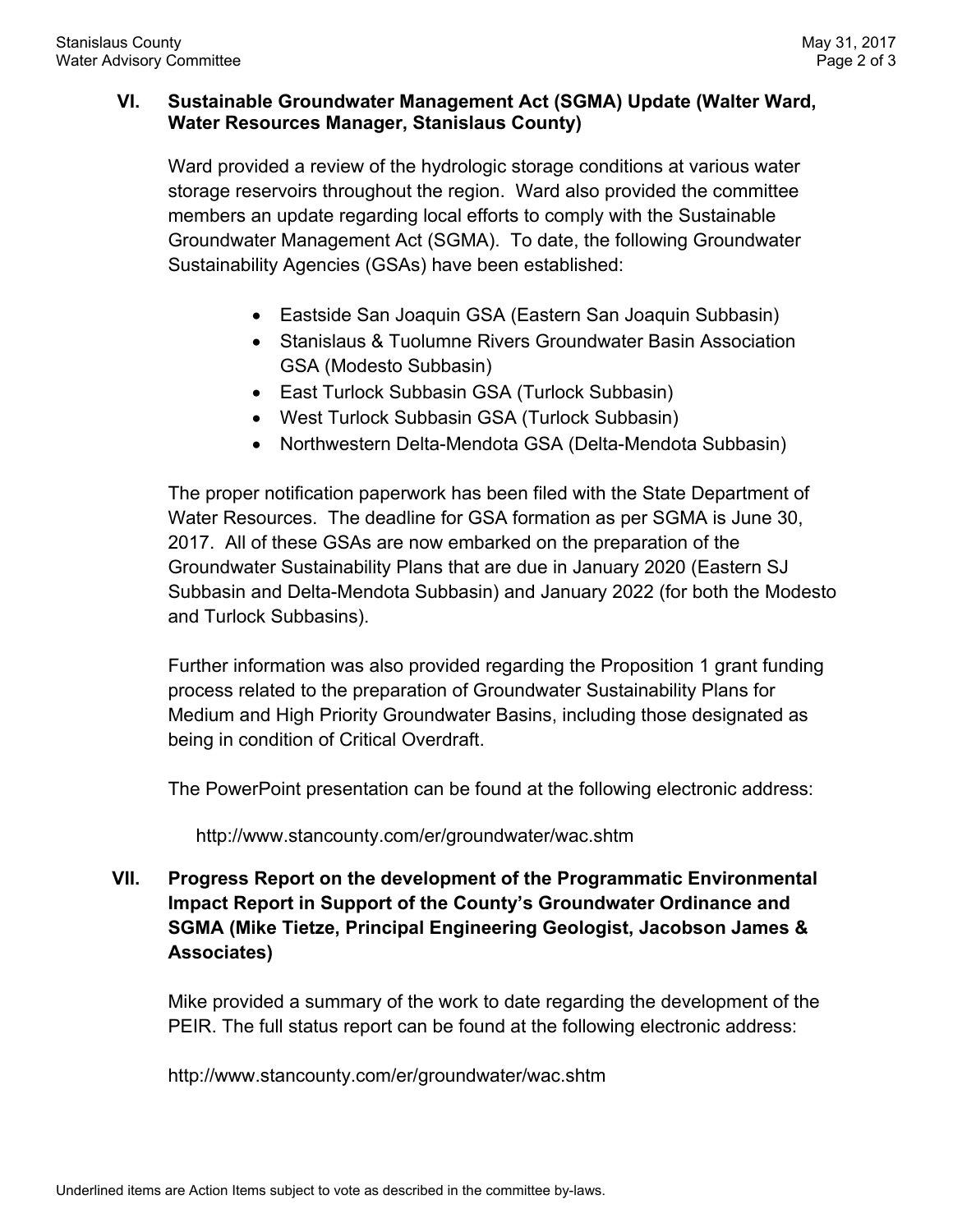## VI. Sustainable Groundwater Management Act (SGMA) Update (Walter Ward, Water Resources Manager, Stanislaus County)

Ward provided a review of the hydrologic storage conditions at various water storage reservoirs throughout the region. Ward also provided the committee members an update regarding local efforts to comply with the Sustainable Groundwater Management Act (SGMA). To date, the following Groundwater Sustainability Agencies (GSAs) have been established:

- Eastside San Joaquin GSA (Eastern San Joaquin Subbasin)
- Stanislaus & Tuolumne Rivers Groundwater Basin Association GSA (Modesto Subbasin)
- East Turlock Subbasin GSA (Turlock Subbasin)
- West Turlock Subbasin GSA (Turlock Subbasin)
- Northwestern Delta-Mendota GSA (Delta-Mendota Subbasin)

The proper notification paperwork has been filed with the State Department of Water Resources. The deadline for GSA formation as per SGMA is June 30, 2017. All of these GSAs are now embarked on the preparation of the Groundwater Sustainability Plans that are due in January 2020 (Eastern SJ Subbasin and Delta-Mendota Subbasin) and January 2022 (for both the Modesto and Turlock Subbasins).

Further information was also provided regarding the Proposition 1 grant funding process related to the preparation of Groundwater Sustainability Plans for Medium and High Priority Groundwater Basins, including those designated as being in condition of Critical Overdraft.

The PowerPoint presentation can be found at the following electronic address:

http://www.stancounty.com/er/groundwater/wac.shtm

## VII. Progress Report on the development of the Programmatic Environmental Impact Report in Support of the County's Groundwater Ordinance and SGMA (Mike Tietze, Principal Engineering Geologist, Jacobson James & Associates)

Mike provided a summary of the work to date regarding the development of the PEIR. The full status report can be found at the following electronic address:

http://www.stancounty.com/er/groundwater/wac.shtm

Underlined items are Action Items subject to vote as described in the committee by-laws.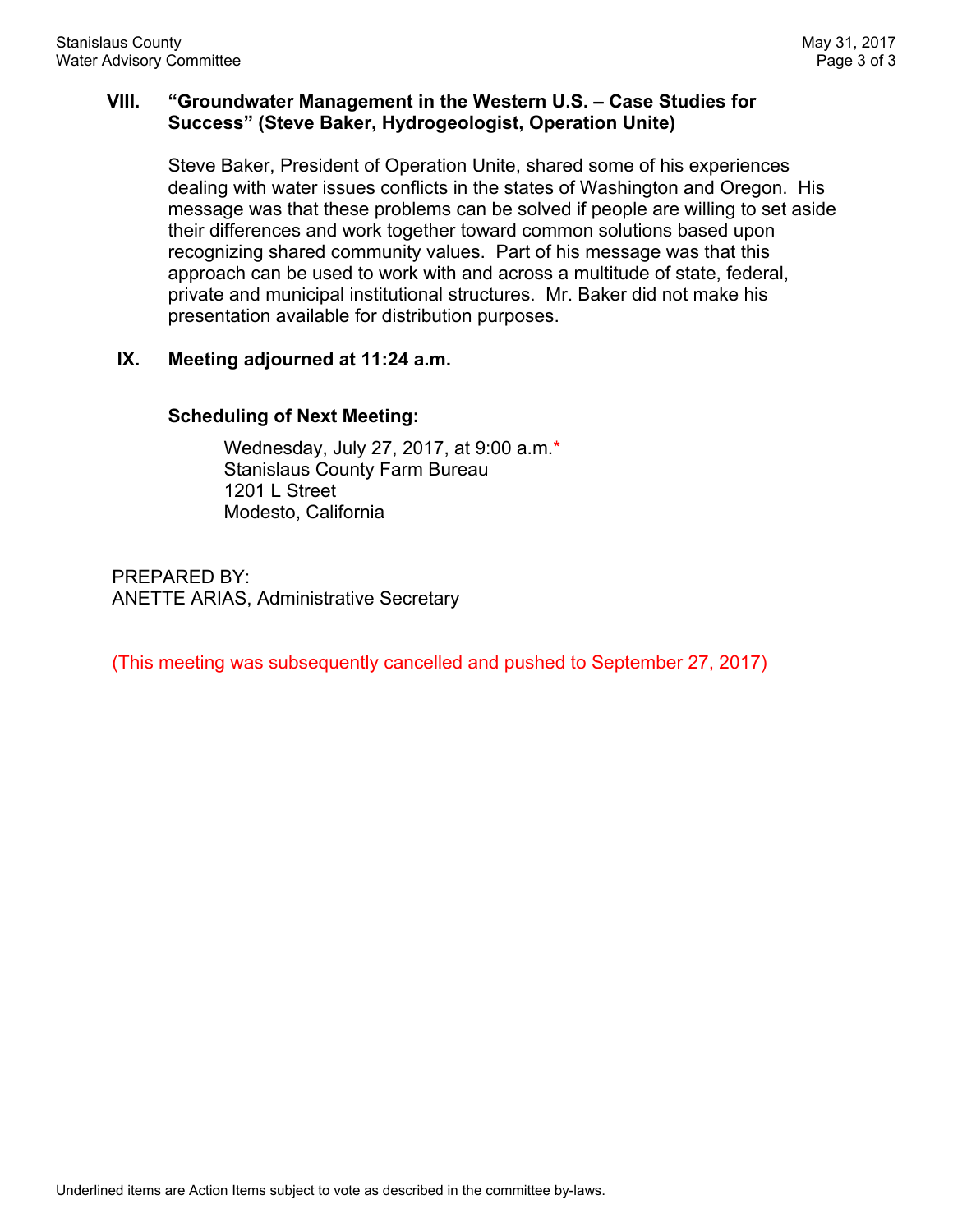**VIII. "Groundwater Management in the Western U.S. – Case Studies for Success" (Steve Baker, Hydrogeologist, Operation Unite)**

Steve Baker, President of Operation Unite, shared some of his experiences dealing with water issues conflicts in the states of Washington and Oregon. His message was that these problems can be solved if people are willing to set aside their differences and work together toward common solutions based upon recognizing shared community values. Part of his message was that this approach can be used to work with and across a multitude of state, federal, private and municipal institutional structures. Mr. Baker did not make his presentation available for distribution purposes.

**IX. Meeting adjourned at 11:24 a.m.**

**Scheduling of Next Meeting:**

Wednesday, July 27, 2017, at 9:00 a.m.*
Stanislaus County Farm Bureau
1201 L Street
Modesto, California

PREPARED BY:
ANETTE ARIAS, Administrative Secretary

(This meeting was subsequently cancelled and pushed to September 27, 2017)

Underlined items are Action Items subject to vote as described in the committee by-laws.